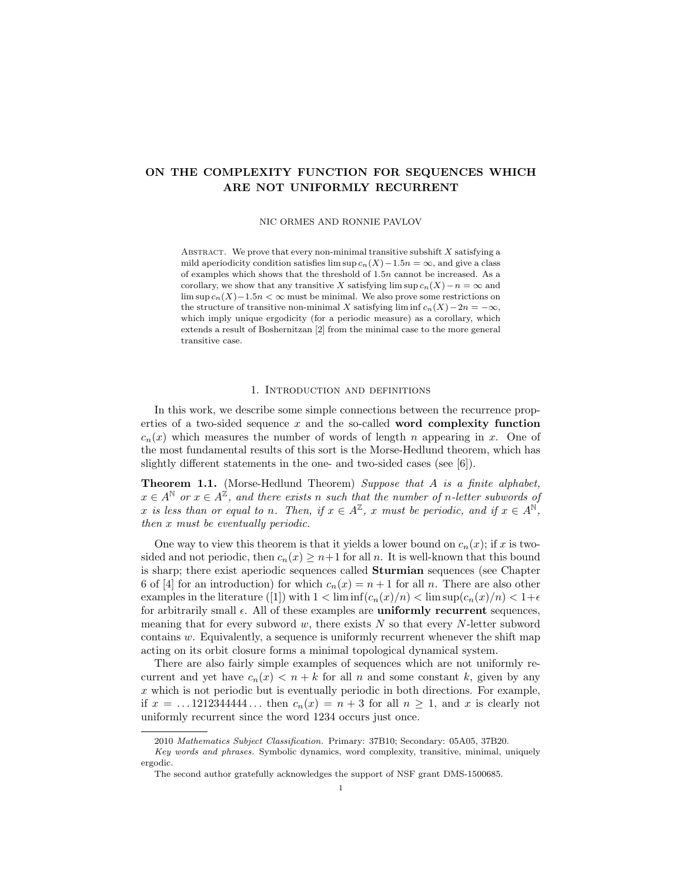# ON THE COMPLEXITY FUNCTION FOR SEQUENCES WHICH ARE NOT UNIFORMLY RECURRENT

NIC ORMES AND RONNIE PAVLOV

Abstract. We prove that every non-minimal transitive subshift $X$ satisfying a mild aperiodicity condition satisfies $\limsup c_n(X) - 1.5n = \infty$, and give a class of examples which shows that the threshold of $1.5n$ cannot be increased. As a corollary, we show that any transitive $X$ satisfying $\limsup c_n(X) - n = \infty$ and $\limsup c_n(X) - 1.5n < \infty$ must be minimal. We also prove some restrictions on the structure of transitive non-minimal $X$ satisfying $\liminf c_n(X) - 2n = -\infty$, which imply unique ergodicity (for a periodic measure) as a corollary, which extends a result of Boshernitzan [2] from the minimal case to the more general transitive case.

## 1. Introduction and definitions

In this work, we describe some simple connections between the recurrence properties of a two-sided sequence $x$ and the so-called **word complexity function** $c_n(x)$ which measures the number of words of length $n$ appearing in $x$. One of the most fundamental results of this sort is the Morse-Hedlund theorem, which has slightly different statements in the one- and two-sided cases (see [6]).

**Theorem 1.1.** (Morse-Hedlund Theorem) *Suppose that $A$ is a finite alphabet, $x \in A^{\mathbb{N}}$ or $x \in A^{\mathbb{Z}}$, and there exists $n$ such that the number of $n$-letter subwords of $x$ is less than or equal to $n$. Then, if $x \in A^{\mathbb{Z}}$, $x$ must be periodic, and if $x \in A^{\mathbb{N}}$, then $x$ must be eventually periodic.*

One way to view this theorem is that it yields a lower bound on $c_n(x)$; if $x$ is two-sided and not periodic, then $c_n(x) \geq n+1$ for all $n$. It is well-known that this bound is sharp; there exist aperiodic sequences called **Sturmian** sequences (see Chapter 6 of [4] for an introduction) for which $c_n(x) = n+1$ for all $n$. There are also other examples in the literature ([1]) with $1 < \liminf(c_n(x)/n) < \limsup(c_n(x)/n) < 1+\epsilon$ for arbitrarily small $\epsilon$. All of these examples are **uniformly recurrent** sequences, meaning that for every subword $w$, there exists $N$ so that every $N$-letter subword contains $w$. Equivalently, a sequence is uniformly recurrent whenever the shift map acting on its orbit closure forms a minimal topological dynamical system.

There are also fairly simple examples of sequences which are not uniformly recurrent and yet have $c_n(x) < n + k$ for all $n$ and some constant $k$, given by any $x$ which is not periodic but is eventually periodic in both directions. For example, if $x = \ldots 1212344444\ldots$ then $c_n(x) = n + 3$ for all $n \geq 1$, and $x$ is clearly not uniformly recurrent since the word 1234 occurs just once.

---

2010 *Mathematics Subject Classification.* Primary: 37B10; Secondary: 05A05, 37B20.

*Key words and phrases.* Symbolic dynamics, word complexity, transitive, minimal, uniquely ergodic.

The second author gratefully acknowledges the support of NSF grant DMS-1500685.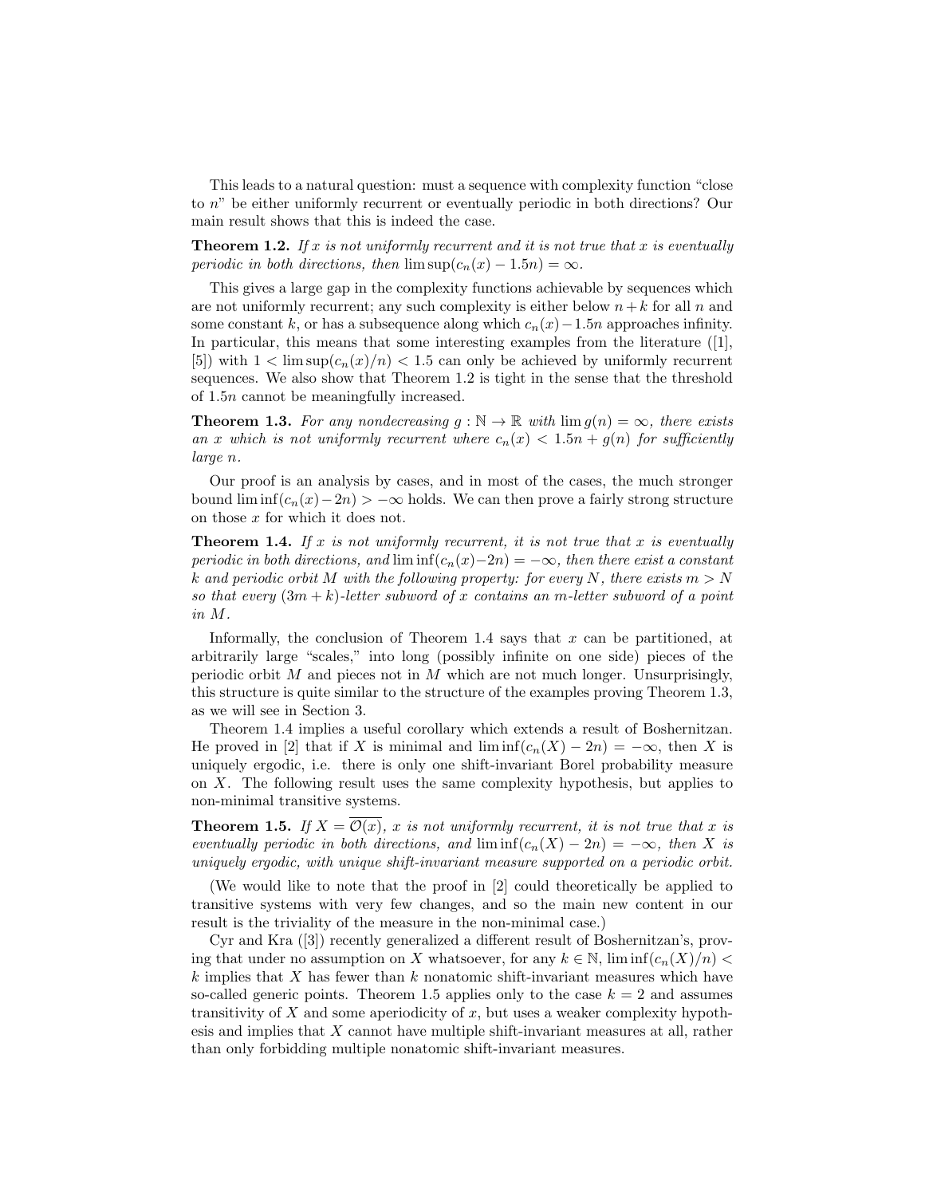This leads to a natural question: must a sequence with complexity function "close to $n$" be either uniformly recurrent or eventually periodic in both directions? Our main result shows that this is indeed the case.

**Theorem 1.2.** *If $x$ is not uniformly recurrent and it is not true that $x$ is eventually periodic in both directions, then $\limsup(c_n(x) - 1.5n) = \infty$.*

This gives a large gap in the complexity functions achievable by sequences which are not uniformly recurrent; any such complexity is either below $n + k$ for all $n$ and some constant $k$, or has a subsequence along which $c_n(x) - 1.5n$ approaches infinity. In particular, this means that some interesting examples from the literature ([1], [5]) with $1 < \limsup(c_n(x)/n) < 1.5$ can only be achieved by uniformly recurrent sequences. We also show that Theorem 1.2 is tight in the sense that the threshold of $1.5n$ cannot be meaningfully increased.

**Theorem 1.3.** *For any nondecreasing $g : \mathbb{N} \to \mathbb{R}$ with $\lim g(n) = \infty$, there exists an $x$ which is not uniformly recurrent where $c_n(x) < 1.5n + g(n)$ for sufficiently large $n$.*

Our proof is an analysis by cases, and in most of the cases, the much stronger bound $\liminf(c_n(x) - 2n) > -\infty$ holds. We can then prove a fairly strong structure on those $x$ for which it does not.

**Theorem 1.4.** *If $x$ is not uniformly recurrent, it is not true that $x$ is eventually periodic in both directions, and $\liminf(c_n(x) - 2n) = -\infty$, then there exist a constant $k$ and periodic orbit $M$ with the following property: for every $N$, there exists $m > N$ so that every $(3m + k)$-letter subword of $x$ contains an $m$-letter subword of a point in $M$.*

Informally, the conclusion of Theorem 1.4 says that $x$ can be partitioned, at arbitrarily large "scales," into long (possibly infinite on one side) pieces of the periodic orbit $M$ and pieces not in $M$ which are not much longer. Unsurprisingly, this structure is quite similar to the structure of the examples proving Theorem 1.3, as we will see in Section 3.

Theorem 1.4 implies a useful corollary which extends a result of Boshernitzan. He proved in [2] that if $X$ is minimal and $\liminf(c_n(X) - 2n) = -\infty$, then $X$ is uniquely ergodic, i.e. there is only one shift-invariant Borel probability measure on $X$. The following result uses the same complexity hypothesis, but applies to non-minimal transitive systems.

**Theorem 1.5.** *If $X = \overline{\mathcal{O}(x)}$, $x$ is not uniformly recurrent, it is not true that $x$ is eventually periodic in both directions, and $\liminf(c_n(X) - 2n) = -\infty$, then $X$ is uniquely ergodic, with unique shift-invariant measure supported on a periodic orbit.*

(We would like to note that the proof in [2] could theoretically be applied to transitive systems with very few changes, and so the main new content in our result is the triviality of the measure in the non-minimal case.)

Cyr and Kra ([3]) recently generalized a different result of Boshernitzan's, proving that under no assumption on $X$ whatsoever, for any $k \in \mathbb{N}$, $\liminf(c_n(X)/n) < k$ implies that $X$ has fewer than $k$ nonatomic shift-invariant measures which have so-called generic points. Theorem 1.5 applies only to the case $k = 2$ and assumes transitivity of $X$ and some aperiodicity of $x$, but uses a weaker complexity hypothesis and implies that $X$ cannot have multiple shift-invariant measures at all, rather than only forbidding multiple nonatomic shift-invariant measures.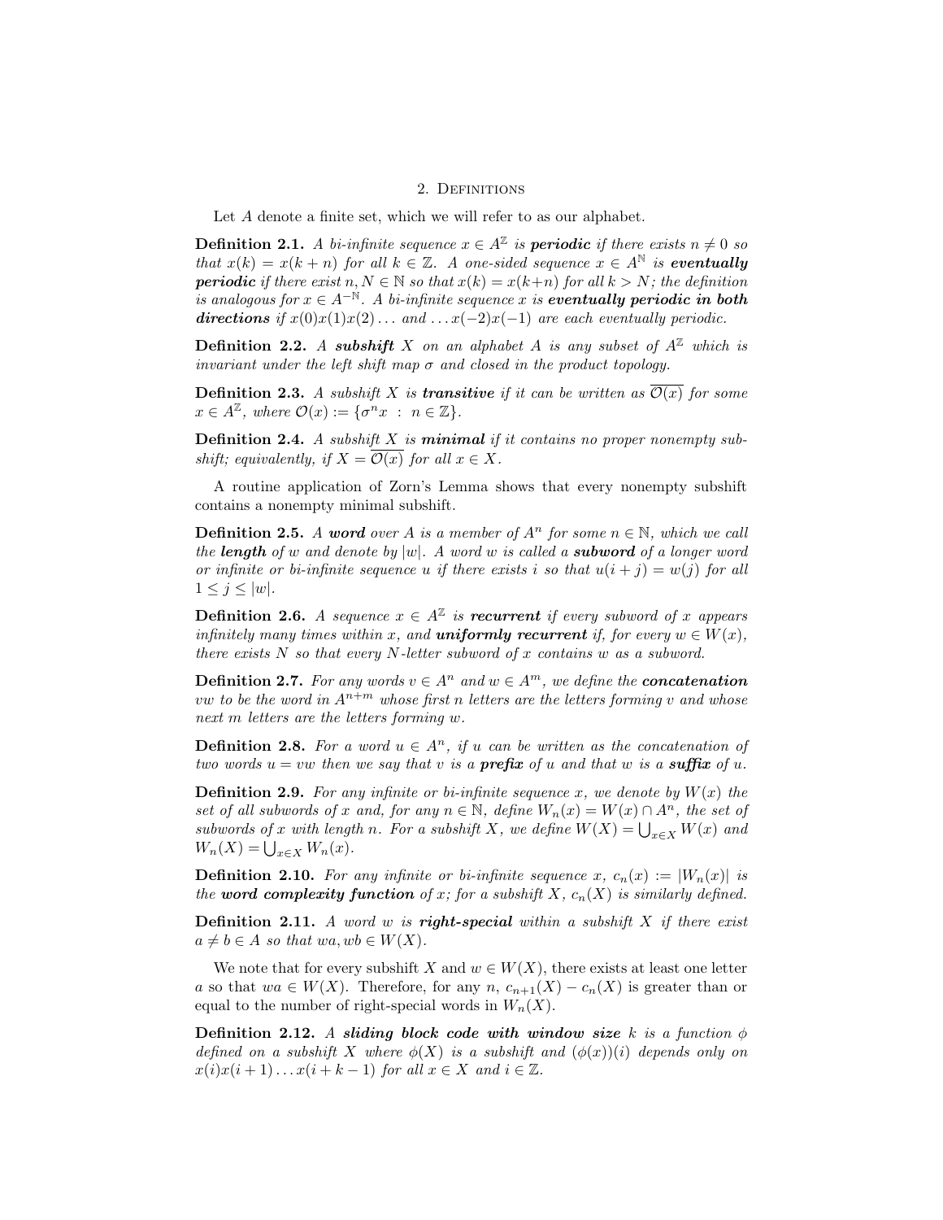## 2. Definitions

Let $A$ denote a finite set, which we will refer to as our alphabet.

**Definition 2.1.** *A bi-infinite sequence $x \in A^{\mathbb{Z}}$ is* ***periodic*** *if there exists $n \neq 0$ so that $x(k) = x(k+n)$ for all $k \in \mathbb{Z}$. A one-sided sequence $x \in A^{\mathbb{N}}$ is* ***eventually periodic*** *if there exist $n, N \in \mathbb{N}$ so that $x(k) = x(k+n)$ for all $k > N$; the definition is analogous for $x \in A^{-\mathbb{N}}$. A bi-infinite sequence $x$ is* ***eventually periodic in both directions*** *if $x(0)x(1)x(2)\ldots$ and $\ldots x(-2)x(-1)$ are each eventually periodic.*

**Definition 2.2.** *A* ***subshift*** *$X$ on an alphabet $A$ is any subset of $A^{\mathbb{Z}}$ which is invariant under the left shift map $\sigma$ and closed in the product topology.*

**Definition 2.3.** *A subshift $X$ is* ***transitive*** *if it can be written as $\overline{\mathcal{O}(x)}$ for some $x \in A^{\mathbb{Z}}$, where $\mathcal{O}(x) := \{\sigma^n x \ : \ n \in \mathbb{Z}\}$.*

**Definition 2.4.** *A subshift $X$ is* ***minimal*** *if it contains no proper nonempty subshift; equivalently, if $X = \overline{\mathcal{O}(x)}$ for all $x \in X$.*

A routine application of Zorn's Lemma shows that every nonempty subshift contains a nonempty minimal subshift.

**Definition 2.5.** *A* ***word*** *over $A$ is a member of $A^n$ for some $n \in \mathbb{N}$, which we call the* ***length*** *of $w$ and denote by $|w|$. A word $w$ is called a* ***subword*** *of a longer word or infinite or bi-infinite sequence $u$ if there exists $i$ so that $u(i+j) = w(j)$ for all $1 \leq j \leq |w|$.*

**Definition 2.6.** *A sequence $x \in A^{\mathbb{Z}}$ is* ***recurrent*** *if every subword of $x$ appears infinitely many times within $x$, and* ***uniformly recurrent*** *if, for every $w \in W(x)$, there exists $N$ so that every $N$-letter subword of $x$ contains $w$ as a subword.*

**Definition 2.7.** *For any words $v \in A^n$ and $w \in A^m$, we define the* ***concatenation*** *$vw$ to be the word in $A^{n+m}$ whose first $n$ letters are the letters forming $v$ and whose next $m$ letters are the letters forming $w$.*

**Definition 2.8.** *For a word $u \in A^n$, if $u$ can be written as the concatenation of two words $u = vw$ then we say that $v$ is a* ***prefix*** *of $u$ and that $w$ is a* ***suffix*** *of $u$.*

**Definition 2.9.** *For any infinite or bi-infinite sequence $x$, we denote by $W(x)$ the set of all subwords of $x$ and, for any $n \in \mathbb{N}$, define $W_n(x) = W(x) \cap A^n$, the set of subwords of $x$ with length $n$. For a subshift $X$, we define $W(X) = \bigcup_{x \in X} W(x)$ and $W_n(X) = \bigcup_{x \in X} W_n(x)$.*

**Definition 2.10.** *For any infinite or bi-infinite sequence $x$, $c_n(x) := |W_n(x)|$ is the* ***word complexity function*** *of $x$; for a subshift $X$, $c_n(X)$ is similarly defined.*

**Definition 2.11.** *A word $w$ is* ***right-special*** *within a subshift $X$ if there exist $a \neq b \in A$ so that $wa, wb \in W(X)$.*

We note that for every subshift $X$ and $w \in W(X)$, there exists at least one letter $a$ so that $wa \in W(X)$. Therefore, for any $n$, $c_{n+1}(X) - c_n(X)$ is greater than or equal to the number of right-special words in $W_n(X)$.

**Definition 2.12.** *A* ***sliding block code with window size*** *$k$ is a function $\phi$ defined on a subshift $X$ where $\phi(X)$ is a subshift and $(\phi(x))(i)$ depends only on $x(i)x(i+1)\ldots x(i+k-1)$ for all $x \in X$ and $i \in \mathbb{Z}$.*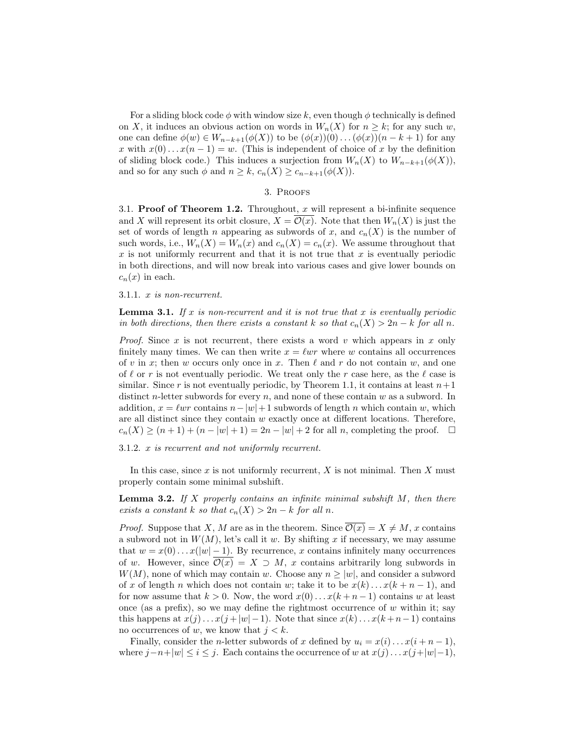For a sliding block code $\phi$ with window size $k$, even though $\phi$ technically is defined on $X$, it induces an obvious action on words in $W_n(X)$ for $n \geq k$; for any such $w$, one can define $\phi(w) \in W_{n-k+1}(\phi(X))$ to be $(\phi(x))(0)\ldots(\phi(x))(n-k+1)$ for any $x$ with $x(0)\ldots x(n-1) = w$. (This is independent of choice of $x$ by the definition of sliding block code.) This induces a surjection from $W_n(X)$ to $W_{n-k+1}(\phi(X))$, and so for any such $\phi$ and $n \geq k$, $c_n(X) \geq c_{n-k+1}(\phi(X))$.

## 3. Proofs

### 3.1. Proof of Theorem 1.2.

Throughout, $x$ will represent a bi-infinite sequence and $X$ will represent its orbit closure, $X = \overline{\mathcal{O}(x)}$. Note that then $W_n(X)$ is just the set of words of length $n$ appearing as subwords of $x$, and $c_n(X)$ is the number of such words, i.e., $W_n(X) = W_n(x)$ and $c_n(X) = c_n(x)$. We assume throughout that $x$ is not uniformly recurrent and that it is not true that $x$ is eventually periodic in both directions, and will now break into various cases and give lower bounds on $c_n(x)$ in each.

#### 3.1.1. *$x$ is non-recurrent.*

**Lemma 3.1.** *If $x$ is non-recurrent and it is not true that $x$ is eventually periodic in both directions, then there exists a constant $k$ so that $c_n(X) > 2n - k$ for all $n$.*

*Proof.* Since $x$ is not recurrent, there exists a word $v$ which appears in $x$ only finitely many times. We can then write $x = \ell w r$ where $w$ contains all occurrences of $v$ in $x$; then $w$ occurs only once in $x$. Then $\ell$ and $r$ do not contain $w$, and one of $\ell$ or $r$ is not eventually periodic. We treat only the $r$ case here, as the $\ell$ case is similar. Since $r$ is not eventually periodic, by Theorem 1.1, it contains at least $n+1$ distinct $n$-letter subwords for every $n$, and none of these contain $w$ as a subword. In addition, $x = \ell w r$ contains $n - |w| + 1$ subwords of length $n$ which contain $w$, which are all distinct since they contain $w$ exactly once at different locations. Therefore, $c_n(X) \geq (n+1) + (n - |w| + 1) = 2n - |w| + 2$ for all $n$, completing the proof. $\square$

#### 3.1.2. *$x$ is recurrent and not uniformly recurrent.*

In this case, since $x$ is not uniformly recurrent, $X$ is not minimal. Then $X$ must properly contain some minimal subshift.

**Lemma 3.2.** *If $X$ properly contains an infinite minimal subshift $M$, then there exists a constant $k$ so that $c_n(X) > 2n - k$ for all $n$.*

*Proof.* Suppose that $X$, $M$ are as in the theorem. Since $\overline{\mathcal{O}(x)} = X \neq M$, $x$ contains a subword not in $W(M)$, let's call it $w$. By shifting $x$ if necessary, we may assume that $w = x(0)\ldots x(|w|-1)$. By recurrence, $x$ contains infinitely many occurrences of $w$. However, since $\overline{\mathcal{O}(x)} = X \supset M$, $x$ contains arbitrarily long subwords in $W(M)$, none of which may contain $w$. Choose any $n \geq |w|$, and consider a subword of $x$ of length $n$ which does not contain $w$; take it to be $x(k)\ldots x(k+n-1)$, and for now assume that $k > 0$. Now, the word $x(0)\ldots x(k+n-1)$ contains $w$ at least once (as a prefix), so we may define the rightmost occurrence of $w$ within it; say this happens at $x(j)\ldots x(j+|w|-1)$. Note that since $x(k)\ldots x(k+n-1)$ contains no occurrences of $w$, we know that $j < k$.

Finally, consider the $n$-letter subwords of $x$ defined by $u_i = x(i)\ldots x(i+n-1)$, where $j - n + |w| \leq i \leq j$. Each contains the occurrence of $w$ at $x(j)\ldots x(j+|w|-1)$,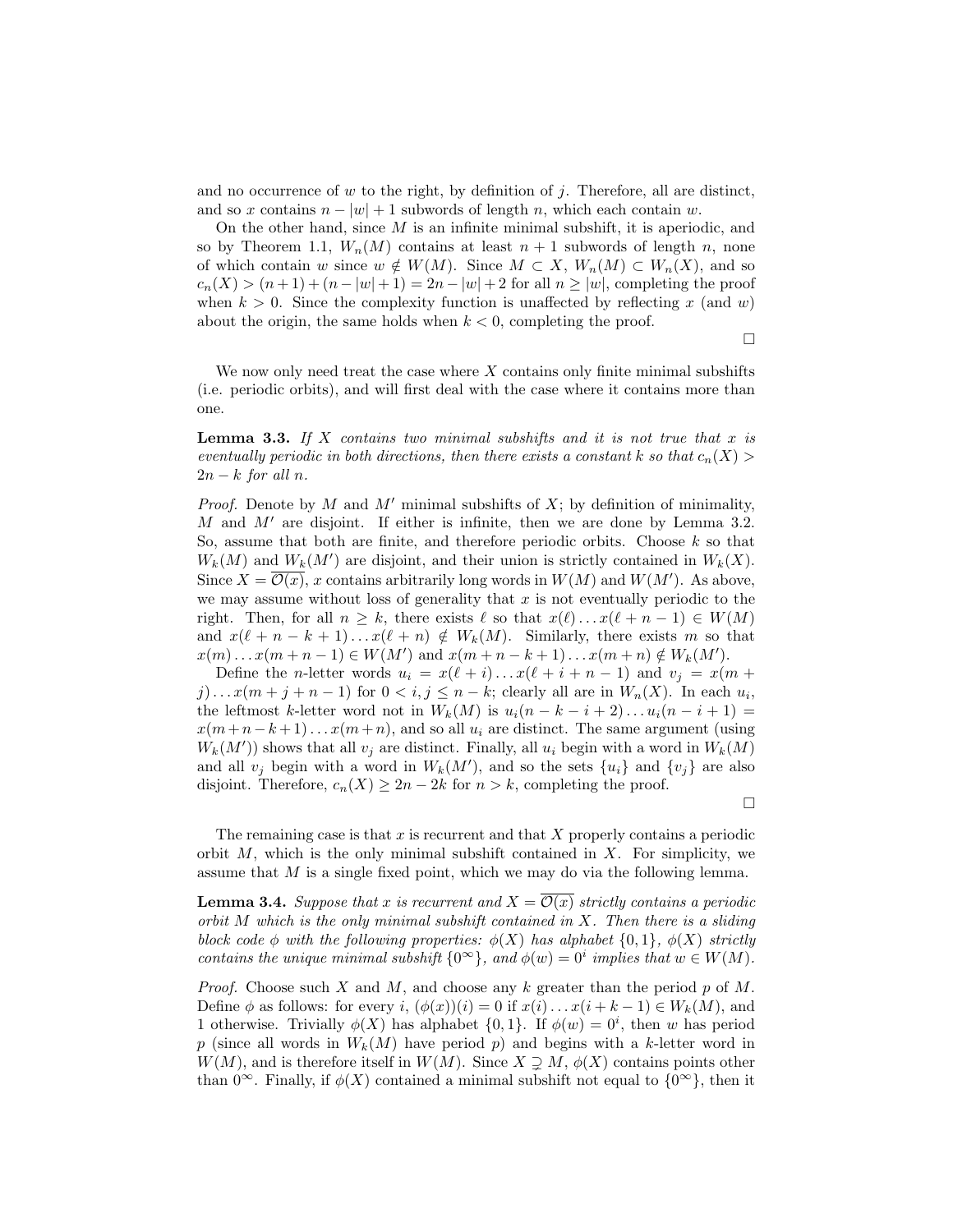and no occurrence of $w$ to the right, by definition of $j$. Therefore, all are distinct, and so $x$ contains $n - |w| + 1$ subwords of length $n$, which each contain $w$.

On the other hand, since $M$ is an infinite minimal subshift, it is aperiodic, and so by Theorem 1.1, $W_n(M)$ contains at least $n+1$ subwords of length $n$, none of which contain $w$ since $w \notin W(M)$. Since $M \subset X$, $W_n(M) \subset W_n(X)$, and so $c_n(X) > (n+1) + (n - |w| + 1) = 2n - |w| + 2$ for all $n \geq |w|$, completing the proof when $k > 0$. Since the complexity function is unaffected by reflecting $x$ (and $w$) about the origin, the same holds when $k < 0$, completing the proof.

□

We now only need treat the case where $X$ contains only finite minimal subshifts (i.e. periodic orbits), and will first deal with the case where it contains more than one.

**Lemma 3.3.** *If $X$ contains two minimal subshifts and it is not true that $x$ is eventually periodic in both directions, then there exists a constant $k$ so that $c_n(X) > 2n - k$ for all $n$.*

*Proof.* Denote by $M$ and $M'$ minimal subshifts of $X$; by definition of minimality, $M$ and $M'$ are disjoint. If either is infinite, then we are done by Lemma 3.2. So, assume that both are finite, and therefore periodic orbits. Choose $k$ so that $W_k(M)$ and $W_k(M')$ are disjoint, and their union is strictly contained in $W_k(X)$. Since $X = \overline{\mathcal{O}(x)}$, $x$ contains arbitrarily long words in $W(M)$ and $W(M')$. As above, we may assume without loss of generality that $x$ is not eventually periodic to the right. Then, for all $n \geq k$, there exists $\ell$ so that $x(\ell) \dots x(\ell + n - 1) \in W(M)$ and $x(\ell + n - k + 1) \dots x(\ell + n) \notin W_k(M)$. Similarly, there exists $m$ so that $x(m) \dots x(m + n - 1) \in W(M')$ and $x(m + n - k + 1) \dots x(m + n) \notin W_k(M')$.

Define the $n$-letter words $u_i = x(\ell + i) \dots x(\ell + i + n - 1)$ and $v_j = x(m + j) \dots x(m + j + n - 1)$ for $0 < i, j \leq n - k$; clearly all are in $W_n(X)$. In each $u_i$, the leftmost $k$-letter word not in $W_k(M)$ is $u_i(n - k - i + 2) \dots u_i(n - i + 1) = x(m + n - k + 1) \dots x(m + n)$, and so all $u_i$ are distinct. The same argument (using $W_k(M')$) shows that all $v_j$ are distinct. Finally, all $u_i$ begin with a word in $W_k(M)$ and all $v_j$ begin with a word in $W_k(M')$, and so the sets $\{u_i\}$ and $\{v_j\}$ are also disjoint. Therefore, $c_n(X) \geq 2n - 2k$ for $n > k$, completing the proof.

□

The remaining case is that $x$ is recurrent and that $X$ properly contains a periodic orbit $M$, which is the only minimal subshift contained in $X$. For simplicity, we assume that $M$ is a single fixed point, which we may do via the following lemma.

**Lemma 3.4.** *Suppose that $x$ is recurrent and $X = \overline{\mathcal{O}(x)}$ strictly contains a periodic orbit $M$ which is the only minimal subshift contained in $X$. Then there is a sliding block code $\phi$ with the following properties: $\phi(X)$ has alphabet $\{0, 1\}$, $\phi(X)$ strictly contains the unique minimal subshift $\{0^\infty\}$, and $\phi(w) = 0^i$ implies that $w \in W(M)$.*

*Proof.* Choose such $X$ and $M$, and choose any $k$ greater than the period $p$ of $M$. Define $\phi$ as follows: for every $i$, $(\phi(x))(i) = 0$ if $x(i) \dots x(i + k - 1) \in W_k(M)$, and 1 otherwise. Trivially $\phi(X)$ has alphabet $\{0, 1\}$. If $\phi(w) = 0^i$, then $w$ has period $p$ (since all words in $W_k(M)$ have period $p$) and begins with a $k$-letter word in $W(M)$, and is therefore itself in $W(M)$. Since $X \supsetneq M$, $\phi(X)$ contains points other than $0^\infty$. Finally, if $\phi(X)$ contained a minimal subshift not equal to $\{0^\infty\}$, then it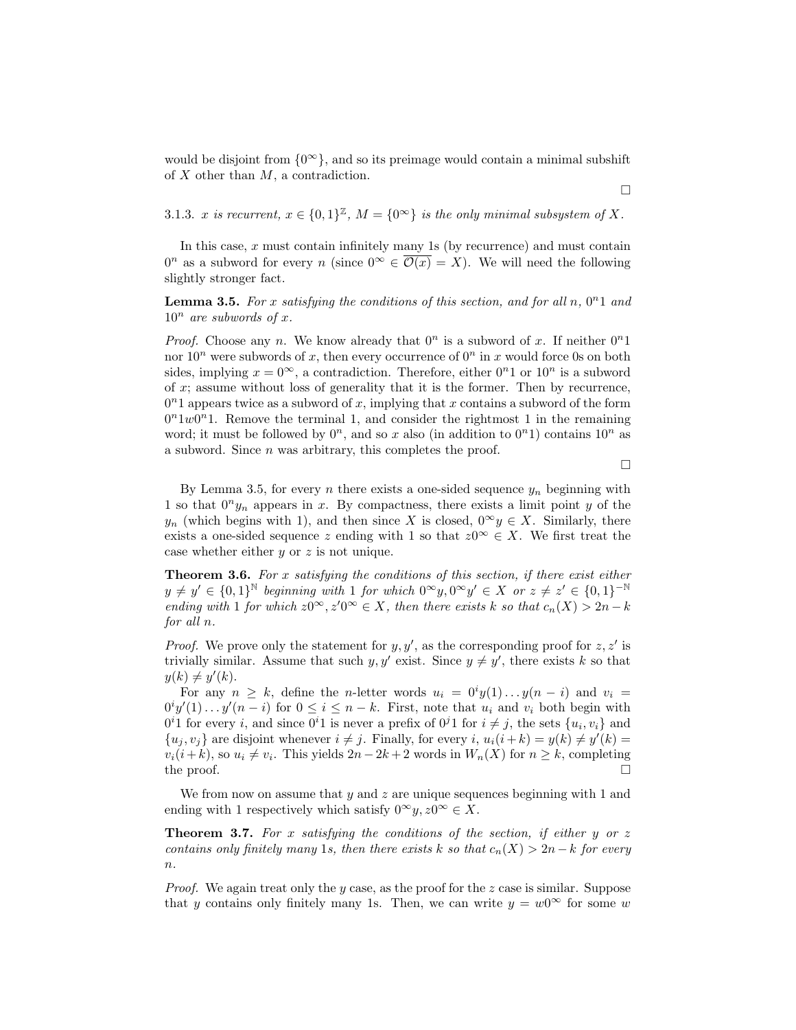would be disjoint from $\{0^\infty\}$, and so its preimage would contain a minimal subshift of $X$ other than $M$, a contradiction.

∎

3.1.3. *$x$ is recurrent, $x \in \{0,1\}^{\mathbb{Z}}$, $M = \{0^\infty\}$ is the only minimal subsystem of $X$.*

In this case, $x$ must contain infinitely many 1s (by recurrence) and must contain $0^n$ as a subword for every $n$ (since $0^\infty \in \overline{\mathcal{O}(x)} = X$). We will need the following slightly stronger fact.

**Lemma 3.5.** *For $x$ satisfying the conditions of this section, and for all $n$, $0^n 1$ and $10^n$ are subwords of $x$.*

*Proof.* Choose any $n$. We know already that $0^n$ is a subword of $x$. If neither $0^n 1$ nor $10^n$ were subwords of $x$, then every occurrence of $0^n$ in $x$ would force 0s on both sides, implying $x = 0^\infty$, a contradiction. Therefore, either $0^n 1$ or $10^n$ is a subword of $x$; assume without loss of generality that it is the former. Then by recurrence, $0^n 1$ appears twice as a subword of $x$, implying that $x$ contains a subword of the form $0^n 1 w 0^n 1$. Remove the terminal 1, and consider the rightmost 1 in the remaining word; it must be followed by $0^n$, and so $x$ also (in addition to $0^n 1$) contains $10^n$ as a subword. Since $n$ was arbitrary, this completes the proof.

∎

By Lemma 3.5, for every $n$ there exists a one-sided sequence $y_n$ beginning with 1 so that $0^n y_n$ appears in $x$. By compactness, there exists a limit point $y$ of the $y_n$ (which begins with 1), and then since $X$ is closed, $0^\infty y \in X$. Similarly, there exists a one-sided sequence $z$ ending with 1 so that $z 0^\infty \in X$. We first treat the case whether either $y$ or $z$ is not unique.

**Theorem 3.6.** *For $x$ satisfying the conditions of this section, if there exist either $y \neq y' \in \{0,1\}^{\mathbb{N}}$ beginning with 1 for which $0^\infty y, 0^\infty y' \in X$ or $z \neq z' \in \{0,1\}^{-\mathbb{N}}$ ending with 1 for which $z0^\infty, z'0^\infty \in X$, then there exists $k$ so that $c_n(X) > 2n - k$ for all $n$.*

*Proof.* We prove only the statement for $y, y'$, as the corresponding proof for $z, z'$ is trivially similar. Assume that such $y, y'$ exist. Since $y \neq y'$, there exists $k$ so that $y(k) \neq y'(k)$.

For any $n \geq k$, define the $n$-letter words $u_i = 0^i y(1) \dots y(n-i)$ and $v_i = 0^i y'(1) \dots y'(n-i)$ for $0 \leq i \leq n-k$. First, note that $u_i$ and $v_i$ both begin with $0^i 1$ for every $i$, and since $0^i 1$ is never a prefix of $0^j 1$ for $i \neq j$, the sets $\{u_i, v_i\}$ and $\{u_j, v_j\}$ are disjoint whenever $i \neq j$. Finally, for every $i$, $u_i(i+k) = y(k) \neq y'(k) = v_i(i+k)$, so $u_i \neq v_i$. This yields $2n - 2k + 2$ words in $W_n(X)$ for $n \geq k$, completing the proof. ∎

We from now on assume that $y$ and $z$ are unique sequences beginning with 1 and ending with 1 respectively which satisfy $0^\infty y, z 0^\infty \in X$.

**Theorem 3.7.** *For $x$ satisfying the conditions of the section, if either $y$ or $z$ contains only finitely many 1s, then there exists $k$ so that $c_n(X) > 2n - k$ for every $n$.*

*Proof.* We again treat only the $y$ case, as the proof for the $z$ case is similar. Suppose that $y$ contains only finitely many 1s. Then, we can write $y = w0^\infty$ for some $w$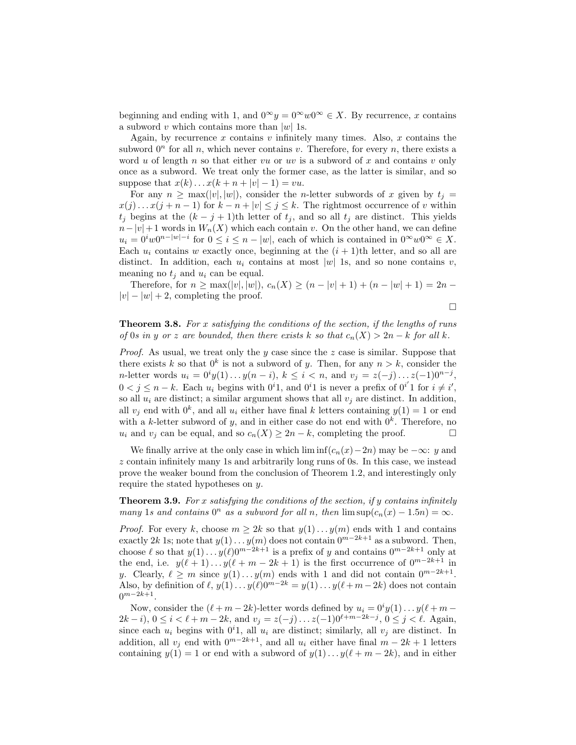beginning and ending with 1, and $0^\infty y = 0^\infty w 0^\infty \in X$. By recurrence, $x$ contains a subword $v$ which contains more than $|w|$ 1s.

Again, by recurrence $x$ contains $v$ infinitely many times. Also, $x$ contains the subword $0^n$ for all $n$, which never contains $v$. Therefore, for every $n$, there exists a word $u$ of length $n$ so that either $vu$ or $uv$ is a subword of $x$ and contains $v$ only once as a subword. We treat only the former case, as the latter is similar, and so suppose that $x(k) \dots x(k+n+|v|-1) = vu$.

For any $n \geq \max(|v|, |w|)$, consider the $n$-letter subwords of $x$ given by $t_j = x(j) \dots x(j+n-1)$ for $k-n+|v| \leq j \leq k$. The rightmost occurrence of $v$ within $t_j$ begins at the $(k-j+1)$th letter of $t_j$, and so all $t_j$ are distinct. This yields $n-|v|+1$ words in $W_n(X)$ which each contain $v$. On the other hand, we can define $u_i = 0^i w 0^{n-|w|-i}$ for $0 \leq i \leq n-|w|$, each of which is contained in $0^\infty w 0^\infty \in X$. Each $u_i$ contains $w$ exactly once, beginning at the $(i+1)$th letter, and so all are distinct. In addition, each $u_i$ contains at most $|w|$ 1s, and so none contains $v$, meaning no $t_j$ and $u_i$ can be equal.

Therefore, for $n \geq \max(|v|, |w|)$, $c_n(X) \geq (n-|v|+1) + (n-|w|+1) = 2n - |v| - |w| + 2$, completing the proof.

□

**Theorem 3.8.** *For $x$ satisfying the conditions of the section, if the lengths of runs of 0s in $y$ or $z$ are bounded, then there exists $k$ so that $c_n(X) > 2n - k$ for all $k$.*

*Proof.* As usual, we treat only the $y$ case since the $z$ case is similar. Suppose that there exists $k$ so that $0^k$ is not a subword of $y$. Then, for any $n > k$, consider the $n$-letter words $u_i = 0^i y(1) \dots y(n-i)$, $k \leq i < n$, and $v_j = z(-j) \dots z(-1) 0^{n-j}$, $0 < j \leq n-k$. Each $u_i$ begins with $0^i 1$, and $0^i 1$ is never a prefix of $0^{i'} 1$ for $i \neq i'$, so all $u_i$ are distinct; a similar argument shows that all $v_j$ are distinct. In addition, all $v_j$ end with $0^k$, and all $u_i$ either have final $k$ letters containing $y(1) = 1$ or end with a $k$-letter subword of $y$, and in either case do not end with $0^k$. Therefore, no $u_i$ and $v_j$ can be equal, and so $c_n(X) \geq 2n - k$, completing the proof. □

We finally arrive at the only case in which $\liminf(c_n(x) - 2n)$ may be $-\infty$: $y$ and $z$ contain infinitely many 1s and arbitrarily long runs of 0s. In this case, we instead prove the weaker bound from the conclusion of Theorem 1.2, and interestingly only require the stated hypotheses on $y$.

**Theorem 3.9.** *For $x$ satisfying the conditions of the section, if $y$ contains infinitely many 1s and contains $0^n$ as a subword for all $n$, then $\limsup(c_n(x) - 1.5n) = \infty$.*

*Proof.* For every $k$, choose $m \geq 2k$ so that $y(1) \dots y(m)$ ends with 1 and contains exactly $2k$ 1s; note that $y(1) \dots y(m)$ does not contain $0^{m-2k+1}$ as a subword. Then, choose $\ell$ so that $y(1) \dots y(\ell) 0^{m-2k+1}$ is a prefix of $y$ and contains $0^{m-2k+1}$ only at the end, i.e. $y(\ell+1) \dots y(\ell+m-2k+1)$ is the first occurrence of $0^{m-2k+1}$ in $y$. Clearly, $\ell \geq m$ since $y(1) \dots y(m)$ ends with 1 and did not contain $0^{m-2k+1}$. Also, by definition of $\ell$, $y(1) \dots y(\ell) 0^{m-2k} = y(1) \dots y(\ell+m-2k)$ does not contain $0^{m-2k+1}$.

Now, consider the $(\ell+m-2k)$-letter words defined by $u_i = 0^i y(1) \dots y(\ell+m-2k-i)$, $0 \leq i < \ell+m-2k$, and $v_j = z(-j) \dots z(-1) 0^{\ell+m-2k-j}$, $0 \leq j < \ell$. Again, since each $u_i$ begins with $0^i 1$, all $u_i$ are distinct; similarly, all $v_j$ are distinct. In addition, all $v_j$ end with $0^{m-2k+1}$, and all $u_i$ either have final $m-2k+1$ letters containing $y(1) = 1$ or end with a subword of $y(1) \dots y(\ell+m-2k)$, and in either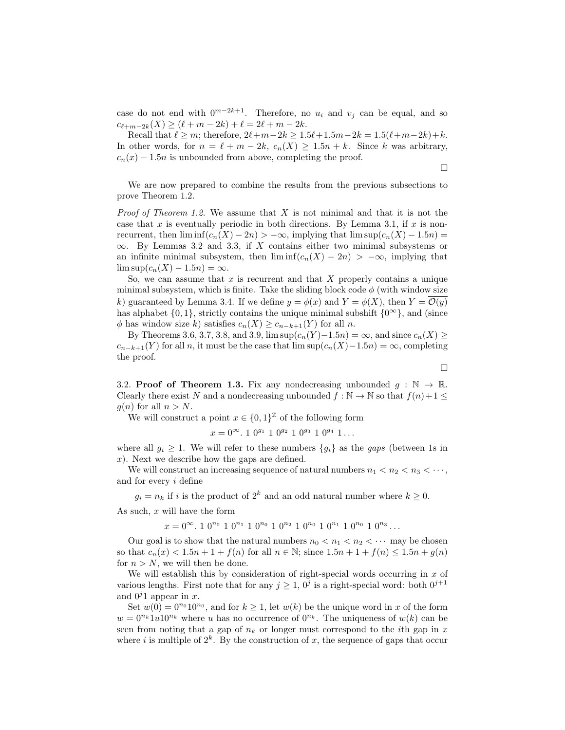case do not end with $0^{m-2k+1}$. Therefore, no $u_i$ and $v_j$ can be equal, and so $c_{\ell+m-2k}(X) \geq (\ell + m - 2k) + \ell = 2\ell + m - 2k$.

Recall that $\ell \geq m$; therefore, $2\ell+m-2k \geq 1.5\ell+1.5m-2k = 1.5(\ell+m-2k)+k$. In other words, for $n = \ell + m - 2k$, $c_n(X) \geq 1.5n + k$. Since $k$ was arbitrary, $c_n(x) - 1.5n$ is unbounded from above, completing the proof.

$\square$

We are now prepared to combine the results from the previous subsections to prove Theorem 1.2.

*Proof of Theorem 1.2.* We assume that $X$ is not minimal and that it is not the case that $x$ is eventually periodic in both directions. By Lemma 3.1, if $x$ is non-recurrent, then $\liminf(c_n(X) - 2n) > -\infty$, implying that $\limsup(c_n(X) - 1.5n) = \infty$. By Lemmas 3.2 and 3.3, if $X$ contains either two minimal subsystems or an infinite minimal subsystem, then $\liminf(c_n(X) - 2n) > -\infty$, implying that $\limsup(c_n(X) - 1.5n) = \infty$.

So, we can assume that $x$ is recurrent and that $X$ properly contains a unique minimal subsystem, which is finite. Take the sliding block code $\phi$ (with window size $k$) guaranteed by Lemma 3.4. If we define $y = \phi(x)$ and $Y = \phi(X)$, then $Y = \overline{\mathcal{O}(y)}$ has alphabet $\{0, 1\}$, strictly contains the unique minimal subshift $\{0^\infty\}$, and (since $\phi$ has window size $k$) satisfies $c_n(X) \geq c_{n-k+1}(Y)$ for all $n$.

By Theorems 3.6, 3.7, 3.8, and 3.9, $\limsup(c_n(Y)-1.5n) = \infty$, and since $c_n(X) \geq c_{n-k+1}(Y)$ for all $n$, it must be the case that $\limsup(c_n(X)-1.5n) = \infty$, completing the proof.

$\square$

3.2. **Proof of Theorem 1.3.** Fix any nondecreasing unbounded $g : \mathbb{N} \to \mathbb{R}$. Clearly there exist $N$ and a nondecreasing unbounded $f : \mathbb{N} \to \mathbb{N}$ so that $f(n)+1 \leq g(n)$ for all $n > N$.

We will construct a point $x \in \{0, 1\}^{\mathbb{Z}}$ of the following form

$$x = 0^\infty.\ 1\ 0^{g_1}\ 1\ 0^{g_2}\ 1\ 0^{g_3}\ 1\ 0^{g_4}\ 1 \ldots$$

where all $g_i \geq 1$. We will refer to these numbers $\{g_i\}$ as the *gaps* (between 1s in $x$). Next we describe how the gaps are defined.

We will construct an increasing sequence of natural numbers $n_1 < n_2 < n_3 < \cdots$, and for every $i$ define

$$g_i = n_k \text{ if } i \text{ is the product of } 2^k \text{ and an odd natural number where } k \geq 0.$$

As such, $x$ will have the form

$$x = 0^\infty.\ 1\ 0^{n_0}\ 1\ 0^{n_1}\ 1\ 0^{n_0}\ 1\ 0^{n_2}\ 1\ 0^{n_0}\ 1\ 0^{n_1}\ 1\ 0^{n_0}\ 1\ 0^{n_3} \ldots$$

Our goal is to show that the natural numbers $n_0 < n_1 < n_2 < \cdots$ may be chosen so that $c_n(x) < 1.5n + 1 + f(n)$ for all $n \in \mathbb{N}$; since $1.5n + 1 + f(n) \leq 1.5n + g(n)$ for $n > N$, we will then be done.

We will establish this by consideration of right-special words occurring in $x$ of various lengths. First note that for any $j \geq 1$, $0^j$ is a right-special word: both $0^{j+1}$ and $0^j 1$ appear in $x$.

Set $w(0) = 0^{n_0}10^{n_0}$, and for $k \geq 1$, let $w(k)$ be the unique word in $x$ of the form $w = 0^{n_k}1u10^{n_k}$ where $u$ has no occurrence of $0^{n_k}$. The uniqueness of $w(k)$ can be seen from noting that a gap of $n_k$ or longer must correspond to the $i$th gap in $x$ where $i$ is multiple of $2^k$. By the construction of $x$, the sequence of gaps that occur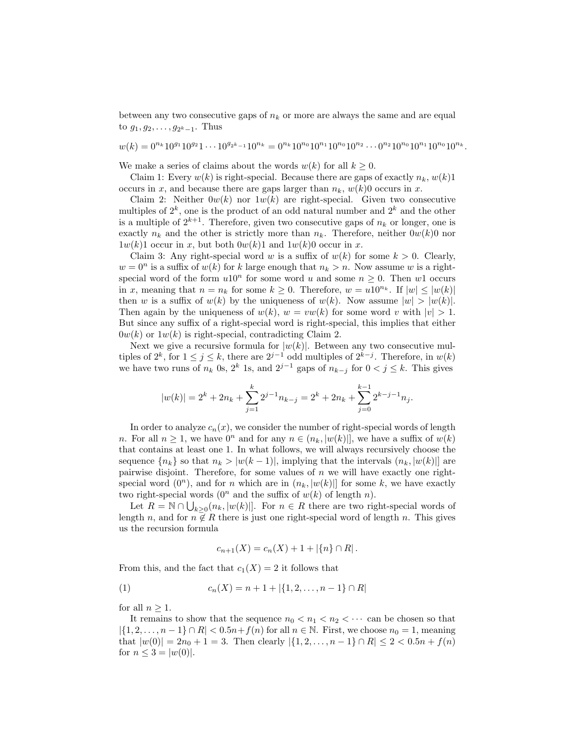between any two consecutive gaps of $n_k$ or more are always the same and are equal to $g_1, g_2, \ldots, g_{2^k-1}$. Thus

$$w(k) = 0^{n_k}10^{g_1}10^{g_2}1\cdots 10^{g_{2^k-1}}10^{n_k} = 0^{n_k}10^{n_0}10^{n_1}10^{n_0}10^{n_2}\cdots 0^{n_2}10^{n_0}10^{n_1}10^{n_0}10^{n_k}.$$

We make a series of claims about the words $w(k)$ for all $k \geq 0$.

Claim 1: Every $w(k)$ is right-special. Because there are gaps of exactly $n_k$, $w(k)1$ occurs in $x$, and because there are gaps larger than $n_k$, $w(k)0$ occurs in $x$.

Claim 2: Neither $0w(k)$ nor $1w(k)$ are right-special. Given two consecutive multiples of $2^k$, one is the product of an odd natural number and $2^k$ and the other is a multiple of $2^{k+1}$. Therefore, given two consecutive gaps of $n_k$ or longer, one is exactly $n_k$ and the other is strictly more than $n_k$. Therefore, neither $0w(k)0$ nor $1w(k)1$ occur in $x$, but both $0w(k)1$ and $1w(k)0$ occur in $x$.

Claim 3: Any right-special word $w$ is a suffix of $w(k)$ for some $k > 0$. Clearly, $w = 0^n$ is a suffix of $w(k)$ for $k$ large enough that $n_k > n$. Now assume $w$ is a right-special word of the form $u10^n$ for some word $u$ and some $n \geq 0$. Then $w1$ occurs in $x$, meaning that $n = n_k$ for some $k \geq 0$. Therefore, $w = u10^{n_k}$. If $|w| \leq |w(k)|$ then $w$ is a suffix of $w(k)$ by the uniqueness of $w(k)$. Now assume $|w| > |w(k)|$. Then again by the uniqueness of $w(k)$, $w = vw(k)$ for some word $v$ with $|v| > 1$. But since any suffix of a right-special word is right-special, this implies that either $0w(k)$ or $1w(k)$ is right-special, contradicting Claim 2.

Next we give a recursive formula for $|w(k)|$. Between any two consecutive multiples of $2^k$, for $1 \leq j \leq k$, there are $2^{j-1}$ odd multiples of $2^{k-j}$. Therefore, in $w(k)$ we have two runs of $n_k$ 0s, $2^k$ 1s, and $2^{j-1}$ gaps of $n_{k-j}$ for $0 < j \leq k$. This gives

$$|w(k)| = 2^k + 2n_k + \sum_{j=1}^{k} 2^{j-1}n_{k-j} = 2^k + 2n_k + \sum_{j=0}^{k-1} 2^{k-j-1}n_j.$$

In order to analyze $c_n(x)$, we consider the number of right-special words of length $n$. For all $n \geq 1$, we have $0^n$ and for any $n \in (n_k, |w(k)|]$, we have a suffix of $w(k)$ that contains at least one 1. In what follows, we will always recursively choose the sequence $\{n_k\}$ so that $n_k > |w(k-1)|$, implying that the intervals $(n_k, |w(k)|]$ are pairwise disjoint. Therefore, for some values of $n$ we will have exactly one right-special word ($0^n$), and for $n$ which are in $(n_k, |w(k)|]$ for some $k$, we have exactly two right-special words ($0^n$ and the suffix of $w(k)$ of length $n$).

Let $R = \mathbb{N} \cap \bigcup_{k\geq 0}(n_k, |w(k)|]$. For $n \in R$ there are two right-special words of length $n$, and for $n \notin R$ there is just one right-special word of length $n$. This gives us the recursion formula

$$c_{n+1}(X) = c_n(X) + 1 + |\{n\} \cap R|.$$

From this, and the fact that $c_1(X) = 2$ it follows that

$$c_n(X) = n + 1 + |\{1, 2, \ldots, n-1\} \cap R| \tag{1}$$

for all $n \geq 1$.

It remains to show that the sequence $n_0 < n_1 < n_2 < \cdots$ can be chosen so that $|\{1, 2, \ldots, n-1\} \cap R| < 0.5n + f(n)$ for all $n \in \mathbb{N}$. First, we choose $n_0 = 1$, meaning that $|w(0)| = 2n_0 + 1 = 3$. Then clearly $|\{1, 2, \ldots, n-1\} \cap R| \leq 2 < 0.5n + f(n)$ for $n \leq 3 = |w(0)|$.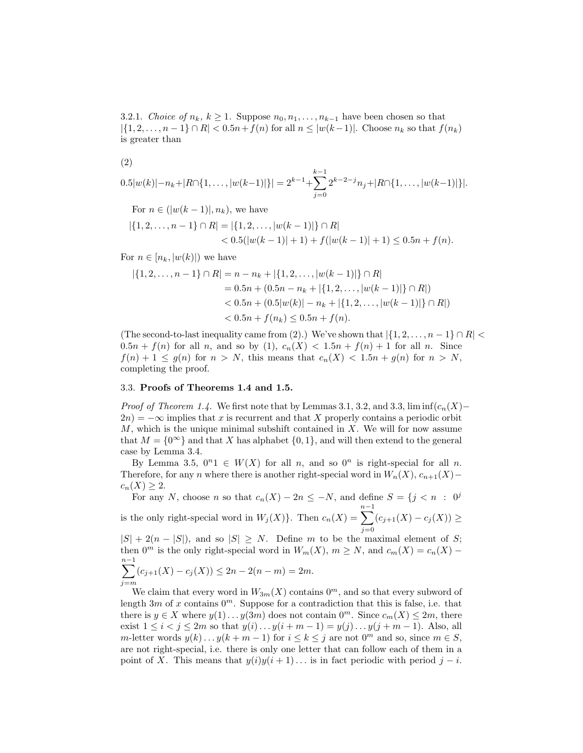3.2.1. *Choice of $n_k$, $k \geq 1$.* Suppose $n_0, n_1, \ldots, n_{k-1}$ have been chosen so that $|\{1, 2, \ldots, n-1\} \cap R| < 0.5n + f(n)$ for all $n \leq |w(k-1)|$. Choose $n_k$ so that $f(n_k)$ is greater than

(2)

$$0.5|w(k)| - n_k + |R \cap \{1, \ldots, |w(k-1)|\}| = 2^{k-1} + \sum_{j=0}^{k-1} 2^{k-2-j} n_j + |R \cap \{1, \ldots, |w(k-1)|\}|.$$

For $n \in (|w(k-1)|, n_k)$, we have

$$\begin{aligned} |\{1, 2, \ldots, n-1\} \cap R| &= |\{1, 2, \ldots, |w(k-1)|\} \cap R| \\ &< 0.5(|w(k-1)| + 1) + f(|w(k-1)| + 1) \leq 0.5n + f(n). \end{aligned}$$

For $n \in [n_k, |w(k)|)$ we have

$$\begin{aligned} |\{1, 2, \ldots, n-1\} \cap R| &= n - n_k + |\{1, 2, \ldots, |w(k-1)|\} \cap R| \\ &= 0.5n + (0.5n - n_k + |\{1, 2, \ldots, |w(k-1)|\} \cap R|) \\ &< 0.5n + (0.5|w(k)| - n_k + |\{1, 2, \ldots, |w(k-1)|\} \cap R|) \\ &< 0.5n + f(n_k) \leq 0.5n + f(n). \end{aligned}$$

(The second-to-last inequality came from (2).) We've shown that $|\{1, 2, \ldots, n-1\} \cap R| < 0.5n + f(n)$ for all $n$, and so by (1), $c_n(X) < 1.5n + f(n) + 1$ for all $n$. Since $f(n) + 1 \leq g(n)$ for $n > N$, this means that $c_n(X) < 1.5n + g(n)$ for $n > N$, completing the proof.

### 3.3. Proofs of Theorems 1.4 and 1.5.

*Proof of Theorem 1.4.* We first note that by Lemmas 3.1, 3.2, and 3.3, $\liminf(c_n(X) - 2n) = -\infty$ implies that $x$ is recurrent and that $X$ properly contains a periodic orbit $M$, which is the unique minimal subshift contained in $X$. We will for now assume that $M = \{0^\infty\}$ and that $X$ has alphabet $\{0, 1\}$, and will then extend to the general case by Lemma 3.4.

By Lemma 3.5, $0^n1 \in W(X)$ for all $n$, and so $0^n$ is right-special for all $n$. Therefore, for any $n$ where there is another right-special word in $W_n(X)$, $c_{n+1}(X) - c_n(X) \geq 2$.

For any $N$, choose $n$ so that $c_n(X) - 2n \leq -N$, and define $S = \{j < n \ : \ 0^j$ is the only right-special word in $W_j(X)\}$. Then $c_n(X) = \sum_{j=0}^{n-1}(c_{j+1}(X) - c_j(X)) \geq |S| + 2(n - |S|)$, and so $|S| \geq N$. Define $m$ to be the maximal element of $S$; then $0^m$ is the only right-special word in $W_m(X)$, $m \geq N$, and $c_m(X) = c_n(X) - \sum_{j=m}^{n-1}(c_{j+1}(X) - c_j(X)) \leq 2n - 2(n-m) = 2m$.

We claim that every word in $W_{3m}(X)$ contains $0^m$, and so that every subword of length $3m$ of $x$ contains $0^m$. Suppose for a contradiction that this is false, i.e. that there is $y \in X$ where $y(1) \ldots y(3m)$ does not contain $0^m$. Since $c_m(X) \leq 2m$, there exist $1 \leq i < j \leq 2m$ so that $y(i) \ldots y(i+m-1) = y(j) \ldots y(j+m-1)$. Also, all $m$-letter words $y(k) \ldots y(k+m-1)$ for $i \leq k \leq j$ are not $0^m$ and so, since $m \in S$, are not right-special, i.e. there is only one letter that can follow each of them in a point of $X$. This means that $y(i)y(i+1)\ldots$ is in fact periodic with period $j - i$.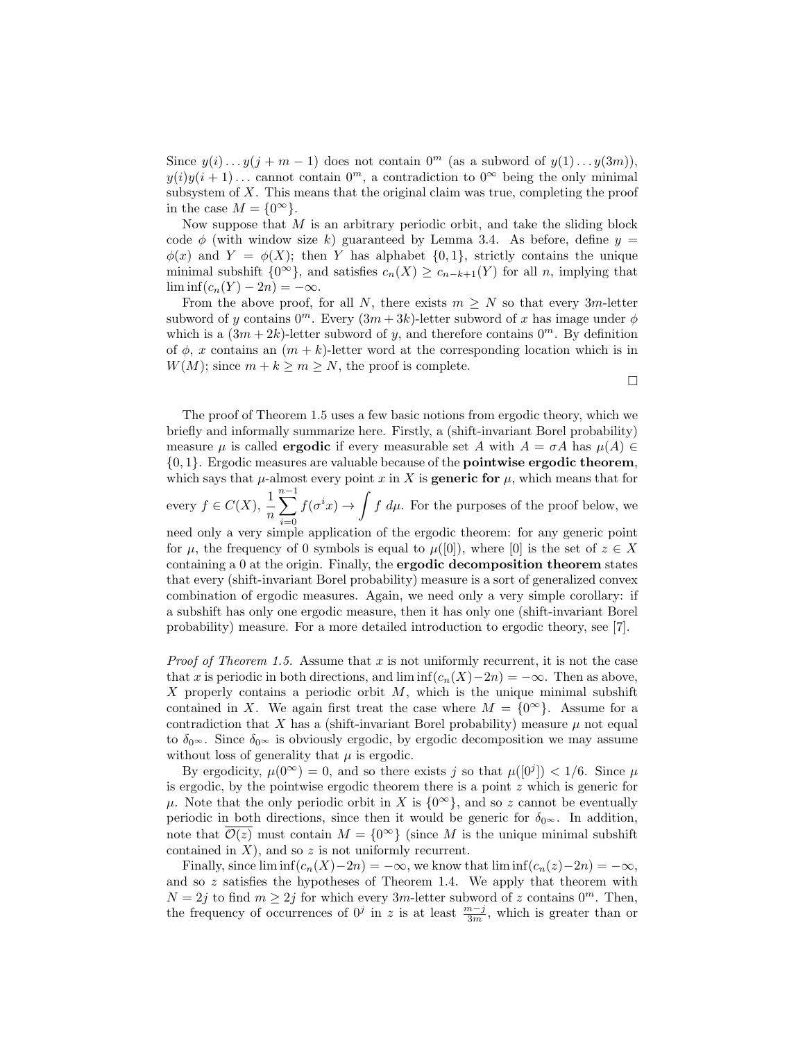Since $y(i) \dots y(j+m-1)$ does not contain $0^m$ (as a subword of $y(1) \dots y(3m)$), $y(i)y(i+1) \dots$ cannot contain $0^m$, a contradiction to $0^\infty$ being the only minimal subsystem of $X$. This means that the original claim was true, completing the proof in the case $M = \{0^\infty\}$.

Now suppose that $M$ is an arbitrary periodic orbit, and take the sliding block code $\phi$ (with window size $k$) guaranteed by Lemma 3.4. As before, define $y = \phi(x)$ and $Y = \phi(X)$; then $Y$ has alphabet $\{0, 1\}$, strictly contains the unique minimal subshift $\{0^\infty\}$, and satisfies $c_n(X) \geq c_{n-k+1}(Y)$ for all $n$, implying that $\liminf(c_n(Y) - 2n) = -\infty$.

From the above proof, for all $N$, there exists $m \geq N$ so that every $3m$-letter subword of $y$ contains $0^m$. Every $(3m+3k)$-letter subword of $x$ has image under $\phi$ which is a $(3m+2k)$-letter subword of $y$, and therefore contains $0^m$. By definition of $\phi$, $x$ contains an $(m+k)$-letter word at the corresponding location which is in $W(M)$; since $m + k \geq m \geq N$, the proof is complete.

□

The proof of Theorem 1.5 uses a few basic notions from ergodic theory, which we briefly and informally summarize here. Firstly, a (shift-invariant Borel probability) measure $\mu$ is called **ergodic** if every measurable set $A$ with $A = \sigma A$ has $\mu(A) \in \{0, 1\}$. Ergodic measures are valuable because of the **pointwise ergodic theorem**, which says that $\mu$-almost every point $x$ in $X$ is **generic for** $\mu$, which means that for every $f \in C(X)$, $\frac{1}{n} \sum_{i=0}^{n-1} f(\sigma^i x) \to \int f \, d\mu$. For the purposes of the proof below, we need only a very simple application of the ergodic theorem: for any generic point for $\mu$, the frequency of 0 symbols is equal to $\mu([0])$, where $[0]$ is the set of $z \in X$ containing a 0 at the origin. Finally, the **ergodic decomposition theorem** states that every (shift-invariant Borel probability) measure is a sort of generalized convex combination of ergodic measures. Again, we need only a very simple corollary: if a subshift has only one ergodic measure, then it has only one (shift-invariant Borel probability) measure. For a more detailed introduction to ergodic theory, see [7].

*Proof of Theorem 1.5.* Assume that $x$ is not uniformly recurrent, it is not the case that $x$ is periodic in both directions, and $\liminf(c_n(X) - 2n) = -\infty$. Then as above, $X$ properly contains a periodic orbit $M$, which is the unique minimal subshift contained in $X$. We again first treat the case where $M = \{0^\infty\}$. Assume for a contradiction that $X$ has a (shift-invariant Borel probability) measure $\mu$ not equal to $\delta_{0^\infty}$. Since $\delta_{0^\infty}$ is obviously ergodic, by ergodic decomposition we may assume without loss of generality that $\mu$ is ergodic.

By ergodicity, $\mu(0^\infty) = 0$, and so there exists $j$ so that $\mu([0^j]) < 1/6$. Since $\mu$ is ergodic, by the pointwise ergodic theorem there is a point $z$ which is generic for $\mu$. Note that the only periodic orbit in $X$ is $\{0^\infty\}$, and so $z$ cannot be eventually periodic in both directions, since then it would be generic for $\delta_{0^\infty}$. In addition, note that $\overline{\mathcal{O}(z)}$ must contain $M = \{0^\infty\}$ (since $M$ is the unique minimal subshift contained in $X$), and so $z$ is not uniformly recurrent.

Finally, since $\liminf(c_n(X) - 2n) = -\infty$, we know that $\liminf(c_n(z) - 2n) = -\infty$, and so $z$ satisfies the hypotheses of Theorem 1.4. We apply that theorem with $N = 2j$ to find $m \geq 2j$ for which every $3m$-letter subword of $z$ contains $0^m$. Then, the frequency of occurrences of $0^j$ in $z$ is at least $\frac{m-j}{3m}$, which is greater than or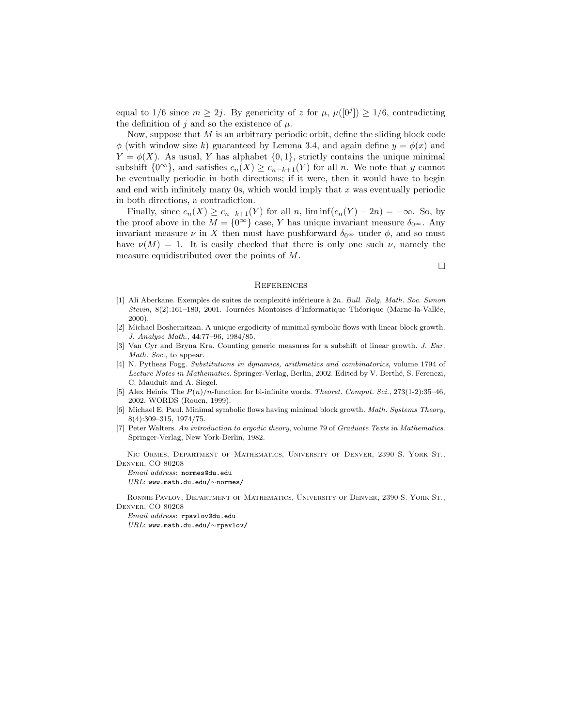equal to 1/6 since $m \geq 2j$. By genericity of $z$ for $\mu$, $\mu([0^j]) \geq 1/6$, contradicting the definition of $j$ and so the existence of $\mu$.

Now, suppose that $M$ is an arbitrary periodic orbit, define the sliding block code $\phi$ (with window size $k$) guaranteed by Lemma 3.4, and again define $y = \phi(x)$ and $Y = \phi(X)$. As usual, $Y$ has alphabet $\{0, 1\}$, strictly contains the unique minimal subshift $\{0^\infty\}$, and satisfies $c_n(X) \geq c_{n-k+1}(Y)$ for all $n$. We note that $y$ cannot be eventually periodic in both directions; if it were, then it would have to begin and end with infinitely many 0s, which would imply that $x$ was eventually periodic in both directions, a contradiction.

Finally, since $c_n(X) \geq c_{n-k+1}(Y)$ for all $n$, $\liminf(c_n(Y) - 2n) = -\infty$. So, by the proof above in the $M = \{0^\infty\}$ case, $Y$ has unique invariant measure $\delta_{0^\infty}$. Any invariant measure $\nu$ in $X$ then must have pushforward $\delta_{0^\infty}$ under $\phi$, and so must have $\nu(M) = 1$. It is easily checked that there is only one such $\nu$, namely the measure equidistributed over the points of $M$.

□

## References

[1] Ali Aberkane. Exemples de suites de complexité inférieure à $2n$. *Bull. Belg. Math. Soc. Simon Stevin*, 8(2):161–180, 2001. Journées Montoises d'Informatique Théorique (Marne-la-Vallée, 2000).

[2] Michael Boshernitzan. A unique ergodicity of minimal symbolic flows with linear block growth. *J. Analyse Math.*, 44:77–96, 1984/85.

[3] Van Cyr and Bryna Kra. Counting generic measures for a subshift of linear growth. *J. Eur. Math. Soc.*, to appear.

[4] N. Pytheas Fogg. *Substitutions in dynamics, arithmetics and combinatorics*, volume 1794 of *Lecture Notes in Mathematics*. Springer-Verlag, Berlin, 2002. Edited by V. Berthé, S. Ferenczi, C. Mauduit and A. Siegel.

[5] Alex Heinis. The $P(n)/n$-function for bi-infinite words. *Theoret. Comput. Sci.*, 273(1-2):35–46, 2002. WORDS (Rouen, 1999).

[6] Michael E. Paul. Minimal symbolic flows having minimal block growth. *Math. Systems Theory*, 8(4):309–315, 1974/75.

[7] Peter Walters. *An introduction to ergodic theory*, volume 79 of *Graduate Texts in Mathematics*. Springer-Verlag, New York-Berlin, 1982.

Nic Ormes, Department of Mathematics, University of Denver, 2390 S. York St., Denver, CO 80208

*Email address*: normes@du.edu
*URL*: www.math.du.edu/∼normes/

Ronnie Pavlov, Department of Mathematics, University of Denver, 2390 S. York St., Denver, CO 80208

*Email address*: rpavlov@du.edu
*URL*: www.math.du.edu/∼rpavlov/